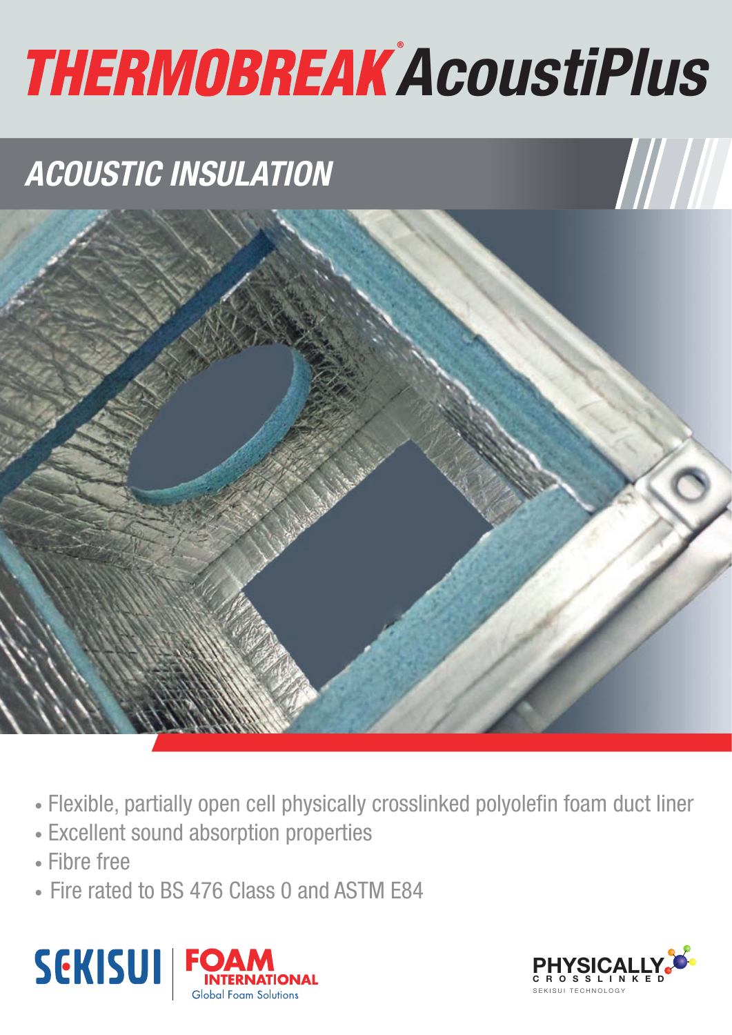# THERMOBREAK® AcoustiPlus

## ACOUSTIC INSULATION

- Flexible, partially open cell physically crosslinked polyolefin foam duct liner
- Excellent sound absorption properties
- Fibre free
- Fire rated to BS 476 Class 0 and ASTM E84

SEKISUI | FOAM INTERNATIONAL Global Foam Solutions

PHYSICALLY CROSSLINKED SEKISUI TECHNOLOGY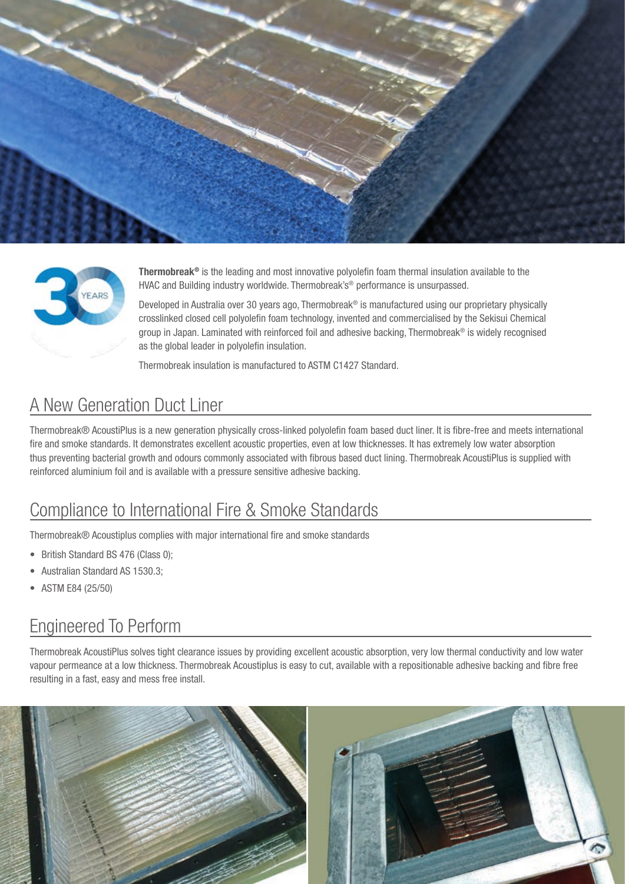**Thermobreak®** is the leading and most innovative polyolefin foam thermal insulation available to the HVAC and Building industry worldwide. Thermobreak's® performance is unsurpassed.

Developed in Australia over 30 years ago, Thermobreak® is manufactured using our proprietary physically crosslinked closed cell polyolefin foam technology, invented and commercialised by the Sekisui Chemical group in Japan. Laminated with reinforced foil and adhesive backing, Thermobreak® is widely recognised as the global leader in polyolefin insulation.

Thermobreak insulation is manufactured to ASTM C1427 Standard.

## A New Generation Duct Liner

Thermobreak® AcoustiPlus is a new generation physically cross-linked polyolefin foam based duct liner. It is fibre-free and meets international fire and smoke standards. It demonstrates excellent acoustic properties, even at low thicknesses. It has extremely low water absorption thus preventing bacterial growth and odours commonly associated with fibrous based duct lining. Thermobreak AcoustiPlus is supplied with reinforced aluminium foil and is available with a pressure sensitive adhesive backing.

## Compliance to International Fire & Smoke Standards

Thermobreak® Acoustiplus complies with major international fire and smoke standards

- British Standard BS 476 (Class 0);
- Australian Standard AS 1530.3;
- ASTM E84 (25/50)

## Engineered To Perform

Thermobreak AcoustiPlus solves tight clearance issues by providing excellent acoustic absorption, very low thermal conductivity and low water vapour permeance at a low thickness. Thermobreak Acoustiplus is easy to cut, available with a repositionable adhesive backing and fibre free resulting in a fast, easy and mess free install.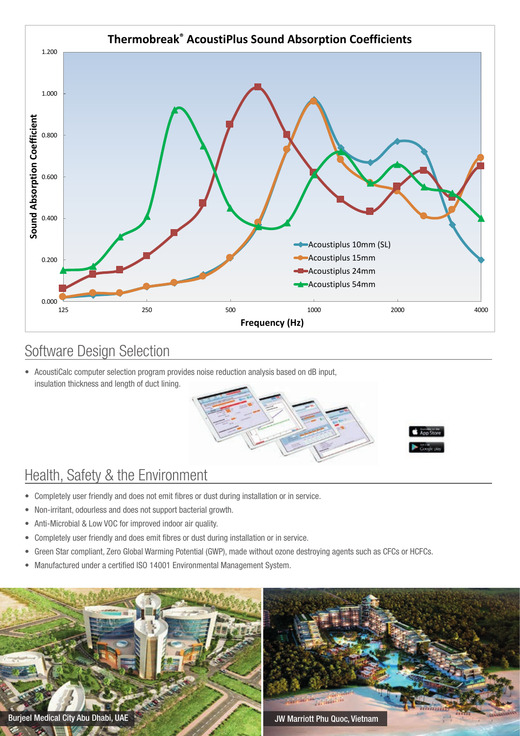## Thermobreak® AcoustiPlus Sound Absorption Coefficients

Sound Absorption Coefficient

Frequency (Hz)

- Acoustiplus 10mm (SL)
- Acoustiplus 15mm
- Acoustiplus 24mm
- Acoustiplus 54mm

## Software Design Selection

- AcoustiCalc computer selection program provides noise reduction analysis based on dB input, insulation thickness and length of duct lining.

## Health, Safety & the Environment

- Completely user friendly and does not emit fibres or dust during installation or in service.
- Non-irritant, odourless and does not support bacterial growth.
- Anti-Microbial & Low VOC for improved indoor air quality.
- Completely user friendly and does emit fibres or dust during installation or in service.
- Green Star compliant, Zero Global Warming Potential (GWP), made without ozone destroying agents such as CFCs or HCFCs.
- Manufactured under a certified ISO 14001 Environmental Management System.

Burjeel Medical City Abu Dhabi, UAE

JW Marriott Phu Quoc, Vietnam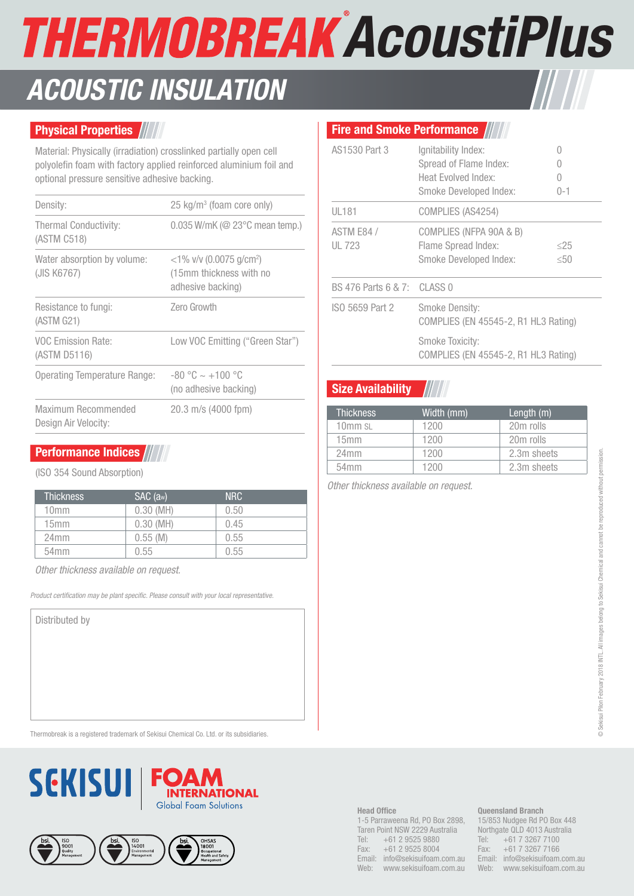# THERMOBREAK® AcoustiPlus

## ACOUSTIC INSULATION

### Physical Properties

Material: Physically (irradiation) crosslinked partially open cell polyolefin foam with factory applied reinforced aluminium foil and optional pressure sensitive adhesive backing.

| | |
|---|---|
| Density: | 25 kg/m³ (foam core only) |
| Thermal Conductivity: (ASTM C518) | 0.035 W/mK (@ 23°C mean temp.) |
| Water absorption by volume: (JIS K6767) | <1% v/v (0.0075 g/cm²) (15mm thickness with no adhesive backing) |
| Resistance to fungi: (ASTM G21) | Zero Growth |
| VOC Emission Rate: (ASTM D5116) | Low VOC Emitting ("Green Star") |
| Operating Temperature Range: | -80 °C ~ +100 °C (no adhesive backing) |
| Maximum Recommended Design Air Velocity: | 20.3 m/s (4000 fpm) |

### Performance Indices

(ISO 354 Sound Absorption)

| Thickness | SAC ($a_w$) | NRC |
|---|---|---|
| 10mm | 0.30 (MH) | 0.50 |
| 15mm | 0.30 (MH) | 0.45 |
| 24mm | 0.55 (M) | 0.55 |
| 54mm | 0.55 | 0.55 |

*Other thickness available on request.*

*Product certification may be plant specific. Please consult with your local representative.*

Distributed by

Thermobreak is a registered trademark of Sekisui Chemical Co. Ltd. or its subsidiaries.

### Fire and Smoke Performance

| | | |
|---|---|---|
| AS1530 Part 3 | Ignitability Index: | 0 |
| | Spread of Flame Index: | 0 |
| | Heat Evolved Index: | 0 |
| | Smoke Developed Index: | 0-1 |
| UL181 | COMPLIES (AS4254) | |
| ASTM E84 / UL 723 | COMPLIES (NFPA 90A & B) | |
| | Flame Spread Index: | ≤25 |
| | Smoke Developed Index: | ≤50 |
| BS 476 Parts 6 & 7: | CLASS 0 | |
| ISO 5659 Part 2 | Smoke Density: COMPLIES (EN 45545-2, R1 HL3 Rating) | |
| | Smoke Toxicity: COMPLIES (EN 45545-2, R1 HL3 Rating) | |

### Size Availability

| Thickness | Width (mm) | Length (m) |
|---|---|---|
| 10mm SL | 1200 | 20m rolls |
| 15mm | 1200 | 20m rolls |
| 24mm | 1200 | 2.3m sheets |
| 54mm | 1200 | 2.3m sheets |

*Other thickness available on request.*

© Sekisui Pilon February 2018 INTL. All images belong to Sekisui Chemical and cannot be reproduced without permission.

SEKISUI | FOAM INTERNATIONAL Global Foam Solutions

bsi. ISO 9001 Quality Management | bsi. ISO 14001 Environmental Management | bsi. OHSAS 18001 Occupational Health and Safety Management

**Head Office**
1-5 Parraweena Rd, PO Box 2898,
Taren Point NSW 2229 Australia
Tel: +61 2 9525 9880
Fax: +61 2 9525 8004
Email: info@sekisuifoam.com.au
Web: www.sekisuifoam.com.au

**Queensland Branch**
15/853 Nudgee Rd PO Box 448
Northgate QLD 4013 Australia
Tel: +61 7 3267 7100
Fax: +61 7 3267 7166
Email: info@sekisuifoam.com.au
Web: www.sekisuifoam.com.au